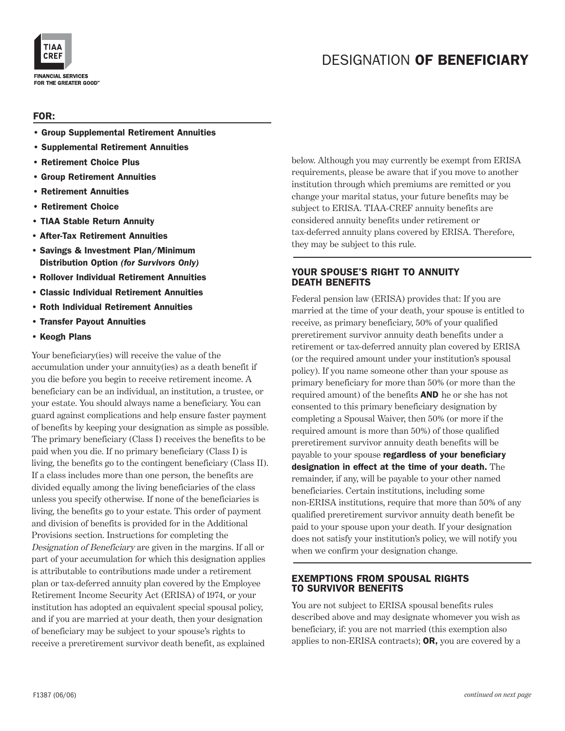# DESIGNATION OF BENEFICIARY

TIAA CREF

FINANCIAL SERVICES FOR THE GREATER GOOD™

## FOR:

- **Group Supplemental Retirement Annuities**
- **Supplemental Retirement Annuities**
- **Retirement Choice Plus**
- **Group Retirement Annuities**
- **Retirement Annuities**
- **Retirement Choice**
- **TIAA Stable Return Annuity**
- **After-Tax Retirement Annuities**
- **Savings & Investment Plan/Minimum Distribution Option** ***(for Survivors Only)***
- **Rollover Individual Retirement Annuities**
- **Classic Individual Retirement Annuities**
- **Roth Individual Retirement Annuities**
- **Transfer Payout Annuities**
- **Keogh Plans**

Your beneficiary(ies) will receive the value of the accumulation under your annuity(ies) as a death benefit if you die before you begin to receive retirement income. A beneficiary can be an individual, an institution, a trustee, or your estate. You should always name a beneficiary. You can guard against complications and help ensure faster payment of benefits by keeping your designation as simple as possible. The primary beneficiary (Class I) receives the benefits to be paid when you die. If no primary beneficiary (Class I) is living, the benefits go to the contingent beneficiary (Class II). If a class includes more than one person, the benefits are divided equally among the living beneficiaries of the class unless you specify otherwise. If none of the beneficiaries is living, the benefits go to your estate. This order of payment and division of benefits is provided for in the Additional Provisions section. Instructions for completing the *Designation of Beneficiary* are given in the margins. If all or part of your accumulation for which this designation applies is attributable to contributions made under a retirement plan or tax-deferred annuity plan covered by the Employee Retirement Income Security Act (ERISA) of 1974, or your institution has adopted an equivalent special spousal policy, and if you are married at your death, then your designation of beneficiary may be subject to your spouse's rights to receive a preretirement survivor death benefit, as explained below. Although you may currently be exempt from ERISA requirements, please be aware that if you move to another institution through which premiums are remitted or you change your marital status, your future benefits may be subject to ERISA. TIAA-CREF annuity benefits are considered annuity benefits under retirement or tax-deferred annuity plans covered by ERISA. Therefore, they may be subject to this rule.

## YOUR SPOUSE'S RIGHT TO ANNUITY DEATH BENEFITS

Federal pension law (ERISA) provides that: If you are married at the time of your death, your spouse is entitled to receive, as primary beneficiary, 50% of your qualified preretirement survivor annuity death benefits under a retirement or tax-deferred annuity plan covered by ERISA (or the required amount under your institution's spousal policy). If you name someone other than your spouse as primary beneficiary for more than 50% (or more than the required amount) of the benefits **AND** he or she has not consented to this primary beneficiary designation by completing a Spousal Waiver, then 50% (or more if the required amount is more than 50%) of those qualified preretirement survivor annuity death benefits will be payable to your spouse **regardless of your beneficiary designation in effect at the time of your death.** The remainder, if any, will be payable to your other named beneficiaries. Certain institutions, including some non-ERISA institutions, require that more than 50% of any qualified preretirement survivor annuity death benefit be paid to your spouse upon your death. If your designation does not satisfy your institution's policy, we will notify you when we confirm your designation change.

## EXEMPTIONS FROM SPOUSAL RIGHTS TO SURVIVOR BENEFITS

You are not subject to ERISA spousal benefits rules described above and may designate whomever you wish as beneficiary, if: you are not married (this exemption also applies to non-ERISA contracts); **OR,** you are covered by a

F1387 (06/06)

*continued on next page*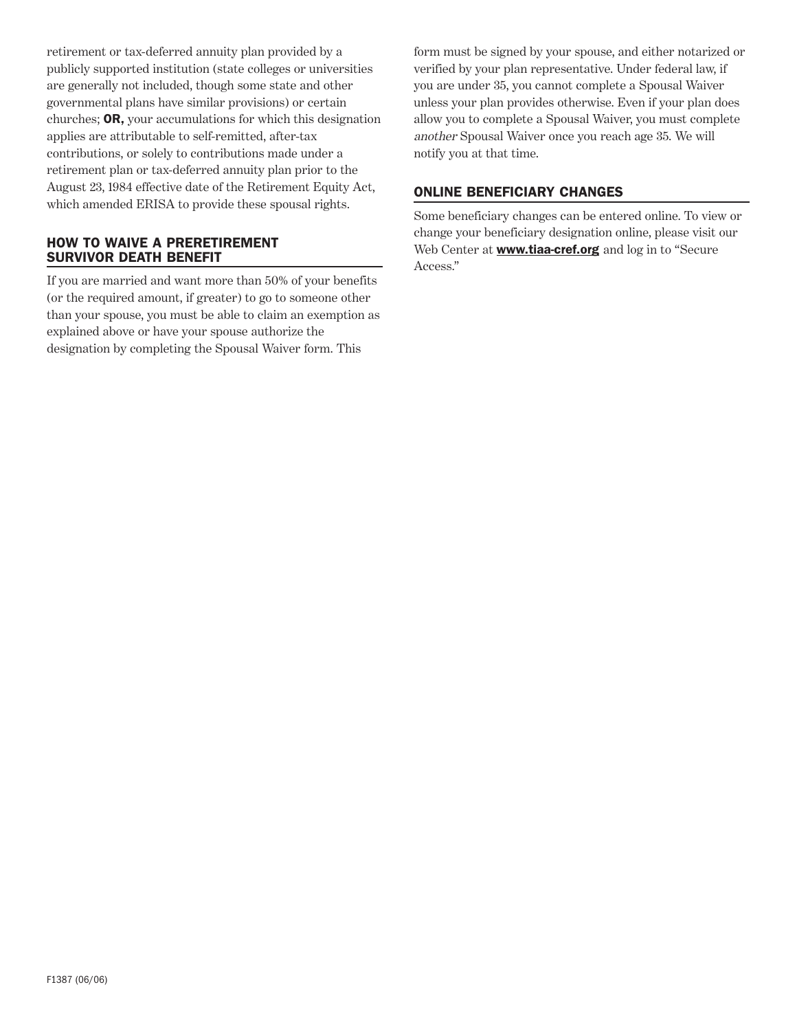retirement or tax-deferred annuity plan provided by a publicly supported institution (state colleges or universities are generally not included, though some state and other governmental plans have similar provisions) or certain churches; **OR,** your accumulations for which this designation applies are attributable to self-remitted, after-tax contributions, or solely to contributions made under a retirement plan or tax-deferred annuity plan prior to the August 23, 1984 effective date of the Retirement Equity Act, which amended ERISA to provide these spousal rights.

## HOW TO WAIVE A PRERETIREMENT SURVIVOR DEATH BENEFIT

If you are married and want more than 50% of your benefits (or the required amount, if greater) to go to someone other than your spouse, you must be able to claim an exemption as explained above or have your spouse authorize the designation by completing the Spousal Waiver form. This form must be signed by your spouse, and either notarized or verified by your plan representative. Under federal law, if you are under 35, you cannot complete a Spousal Waiver unless your plan provides otherwise. Even if your plan does allow you to complete a Spousal Waiver, you must complete *another* Spousal Waiver once you reach age 35. We will notify you at that time.

## ONLINE BENEFICIARY CHANGES

Some beneficiary changes can be entered online. To view or change your beneficiary designation online, please visit our Web Center at **www.tiaa-cref.org** and log in to "Secure Access."

F1387 (06/06)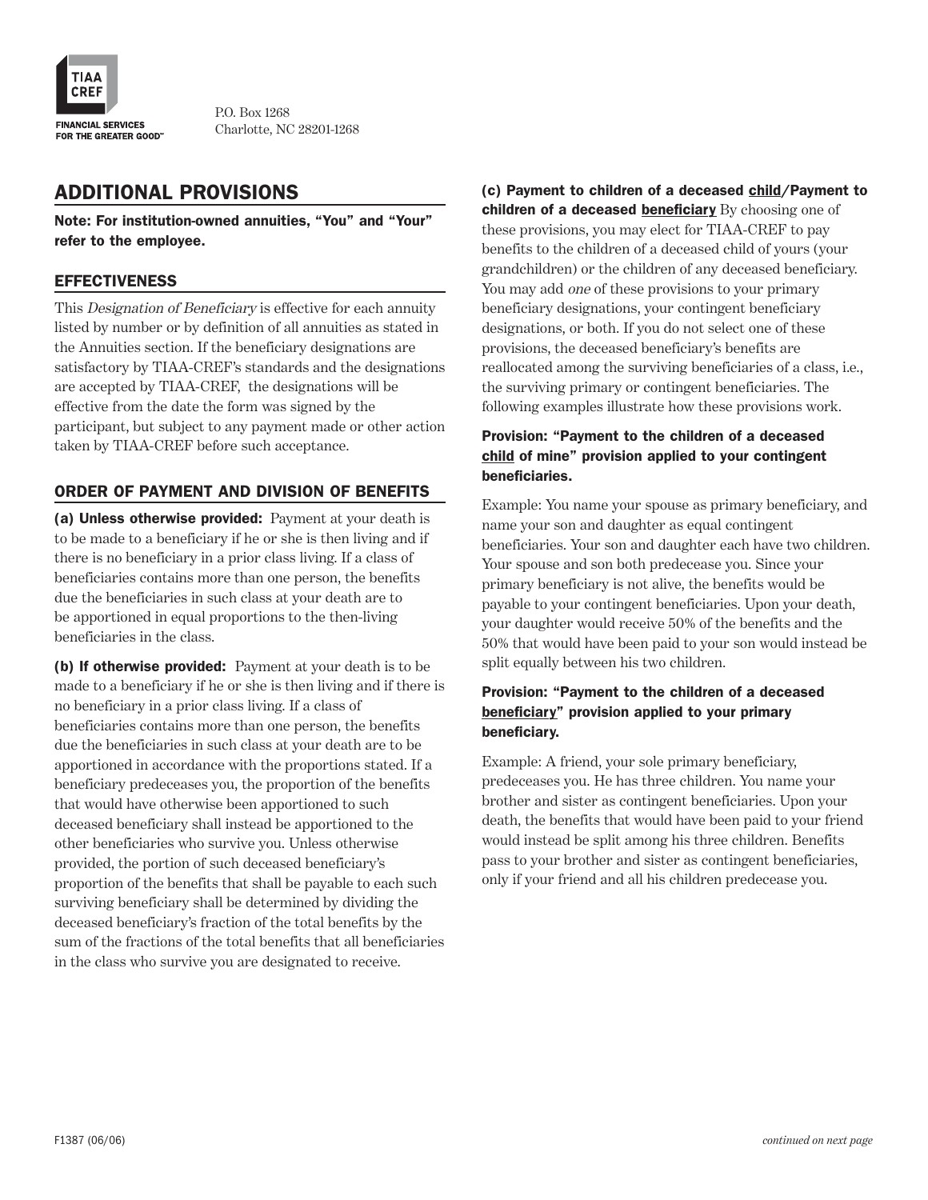TIAA CREF

FINANCIAL SERVICES FOR THE GREATER GOOD™

P.O. Box 1268
Charlotte, NC 28201-1268

## ADDITIONAL PROVISIONS

**Note: For institution-owned annuities, "You" and "Your" refer to the employee.**

### EFFECTIVENESS

This *Designation of Beneficiary* is effective for each annuity listed by number or by definition of all annuities as stated in the Annuities section. If the beneficiary designations are satisfactory by TIAA-CREF's standards and the designations are accepted by TIAA-CREF, the designations will be effective from the date the form was signed by the participant, but subject to any payment made or other action taken by TIAA-CREF before such acceptance.

### ORDER OF PAYMENT AND DIVISION OF BENEFITS

**(a) Unless otherwise provided:** Payment at your death is to be made to a beneficiary if he or she is then living and if there is no beneficiary in a prior class living. If a class of beneficiaries contains more than one person, the benefits due the beneficiaries in such class at your death are to be apportioned in equal proportions to the then-living beneficiaries in the class.

**(b) If otherwise provided:** Payment at your death is to be made to a beneficiary if he or she is then living and if there is no beneficiary in a prior class living. If a class of beneficiaries contains more than one person, the benefits due the beneficiaries in such class at your death are to be apportioned in accordance with the proportions stated. If a beneficiary predeceases you, the proportion of the benefits that would have otherwise been apportioned to such deceased beneficiary shall instead be apportioned to the other beneficiaries who survive you. Unless otherwise provided, the portion of such deceased beneficiary's proportion of the benefits that shall be payable to each such surviving beneficiary shall be determined by dividing the deceased beneficiary's fraction of the total benefits by the sum of the fractions of the total benefits that all beneficiaries in the class who survive you are designated to receive.

**(c) Payment to children of a deceased <u>child</u>/Payment to children of a deceased <u>beneficiary</u>** By choosing one of these provisions, you may elect for TIAA-CREF to pay benefits to the children of a deceased child of yours (your grandchildren) or the children of any deceased beneficiary. You may add *one* of these provisions to your primary beneficiary designations, your contingent beneficiary designations, or both. If you do not select one of these provisions, the deceased beneficiary's benefits are reallocated among the surviving beneficiaries of a class, i.e., the surviving primary or contingent beneficiaries. The following examples illustrate how these provisions work.

#### Provision: "Payment to the children of a deceased <u>child</u> of mine" provision applied to your contingent beneficiaries.

Example: You name your spouse as primary beneficiary, and name your son and daughter as equal contingent beneficiaries. Your son and daughter each have two children. Your spouse and son both predecease you. Since your primary beneficiary is not alive, the benefits would be payable to your contingent beneficiaries. Upon your death, your daughter would receive 50% of the benefits and the 50% that would have been paid to your son would instead be split equally between his two children.

#### Provision: "Payment to the children of a deceased <u>beneficiary</u>" provision applied to your primary beneficiary.

Example: A friend, your sole primary beneficiary, predeceases you. He has three children. You name your brother and sister as contingent beneficiaries. Upon your death, the benefits that would have been paid to your friend would instead be split among his three children. Benefits pass to your brother and sister as contingent beneficiaries, only if your friend and all his children predecease you.

F1387 (06/06)

*continued on next page*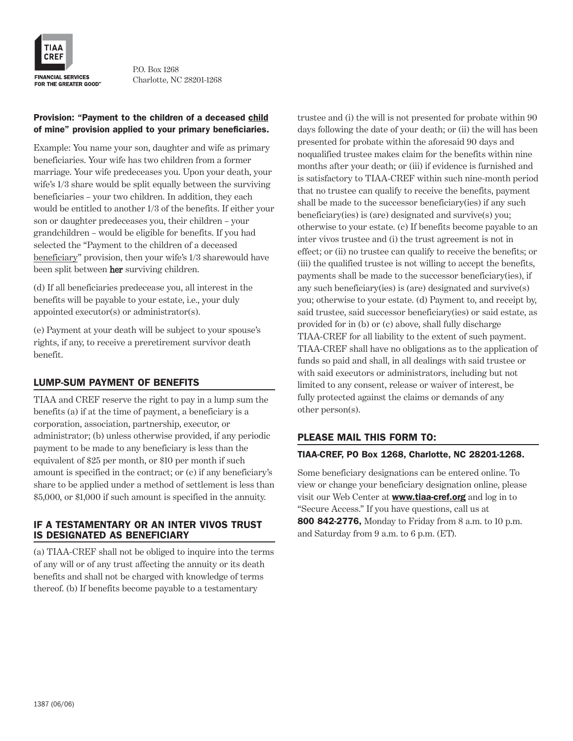TIAA CREF

FINANCIAL SERVICES FOR THE GREATER GOOD℠

P.O. Box 1268
Charlotte, NC 28201-1268

**Provision: "Payment to the children of a deceased child of mine" provision applied to your primary beneficiaries.**

Example: You name your son, daughter and wife as primary beneficiaries. Your wife has two children from a former marriage. Your wife predeceases you. Upon your death, your wife's 1/3 share would be split equally between the surviving beneficiaries – your two children. In addition, they each would be entitled to another 1/3 of the benefits. If either your son or daughter predeceases you, their children – your grandchildren – would be eligible for benefits. If you had selected the "Payment to the children of a deceased beneficiary" provision, then your wife's 1/3 sharewould have been split between **her** surviving children.

(d) If all beneficiaries predecease you, all interest in the benefits will be payable to your estate, i.e., your duly appointed executor(s) or administrator(s).

(e) Payment at your death will be subject to your spouse's rights, if any, to receive a preretirement survivor death benefit.

## LUMP-SUM PAYMENT OF BENEFITS

TIAA and CREF reserve the right to pay in a lump sum the benefits (a) if at the time of payment, a beneficiary is a corporation, association, partnership, executor, or administrator; (b) unless otherwise provided, if any periodic payment to be made to any beneficiary is less than the equivalent of $25 per month, or $10 per month if such amount is specified in the contract; or (c) if any beneficiary's share to be applied under a method of settlement is less than $5,000, or $1,000 if such amount is specified in the annuity.

## IF A TESTAMENTARY OR AN INTER VIVOS TRUST IS DESIGNATED AS BENEFICIARY

(a) TIAA-CREF shall not be obliged to inquire into the terms of any will or of any trust affecting the annuity or its death benefits and shall not be charged with knowledge of terms thereof. (b) If benefits become payable to a testamentary trustee and (i) the will is not presented for probate within 90 days following the date of your death; or (ii) the will has been presented for probate within the aforesaid 90 days and noqualified trustee makes claim for the benefits within nine months after your death; or (iii) if evidence is furnished and is satisfactory to TIAA-CREF within such nine-month period that no trustee can qualify to receive the benefits, payment shall be made to the successor beneficiary(ies) if any such beneficiary(ies) is (are) designated and survive(s) you; otherwise to your estate. (c) If benefits become payable to an inter vivos trustee and (i) the trust agreement is not in effect; or (ii) no trustee can qualify to receive the benefits; or (iii) the qualified trustee is not willing to accept the benefits, payments shall be made to the successor beneficiary(ies), if any such beneficiary(ies) is (are) designated and survive(s) you; otherwise to your estate. (d) Payment to, and receipt by, said trustee, said successor beneficiary(ies) or said estate, as provided for in (b) or (c) above, shall fully discharge TIAA-CREF for all liability to the extent of such payment. TIAA-CREF shall have no obligations as to the application of funds so paid and shall, in all dealings with said trustee or with said executors or administrators, including but not limited to any consent, release or waiver of interest, be fully protected against the claims or demands of any other person(s).

## PLEASE MAIL THIS FORM TO:

**TIAA-CREF, PO Box 1268, Charlotte, NC 28201-1268.**

Some beneficiary designations can be entered online. To view or change your beneficiary designation online, please visit our Web Center at **www.tiaa-cref.org** and log in to "Secure Access." If you have questions, call us at **800 842-2776,** Monday to Friday from 8 a.m. to 10 p.m. and Saturday from 9 a.m. to 6 p.m. (ET).

1387 (06/06)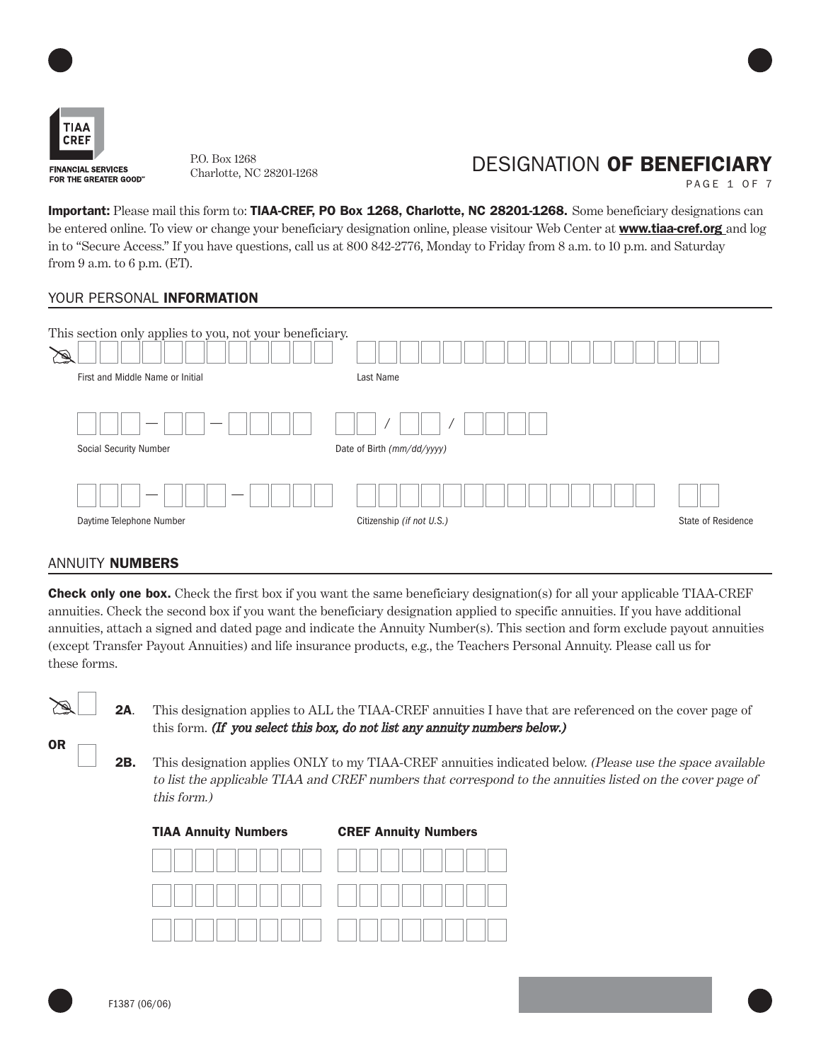P.O. Box 1268
Charlotte, NC 28201-1268

# DESIGNATION OF BENEFICIARY

**Important:** Please mail this form to: **TIAA-CREF, PO Box 1268, Charlotte, NC 28201-1268.** Some beneficiary designations can be entered online. To view or change your beneficiary designation online, please visitour Web Center at **www.tiaa-cref.org** and log in to "Secure Access." If you have questions, call us at 800 842-2776, Monday to Friday from 8 a.m. to 10 p.m. and Saturday from 9 a.m. to 6 p.m. (ET).

## YOUR PERSONAL INFORMATION

This section only applies to you, not your beneficiary.

First and Middle Name or Initial: ____________________ Last Name: ____________________

Social Security Number: ___ — __ — ____ Date of Birth *(mm/dd/yyyy)*: __ / __ / ____

Daytime Telephone Number: ___ — ___ — ____ Citizenship *(if not U.S.)*: ____________________ State of Residence: __

## ANNUITY NUMBERS

**Check only one box.** Check the first box if you want the same beneficiary designation(s) for all your applicable TIAA-CREF annuities. Check the second box if you want the beneficiary designation applied to specific annuities. If you have additional annuities, attach a signed and dated page and indicate the Annuity Number(s). This section and form exclude payout annuities (except Transfer Payout Annuities) and life insurance products, e.g., the Teachers Personal Annuity. Please call us for these forms.

☐ **2A**. This designation applies to ALL the TIAA-CREF annuities I have that are referenced on the cover page of this form. ***(If you select this box, do not list any annuity numbers below.)***

**OR**

☐ **2B.** This designation applies ONLY to my TIAA-CREF annuities indicated below. *(Please use the space available to list the applicable TIAA and CREF numbers that correspond to the annuities listed on the cover page of this form.)*

| TIAA Annuity Numbers | CREF Annuity Numbers |
| --- | --- |
| | |
| | |
| | |

F1387 (06/06)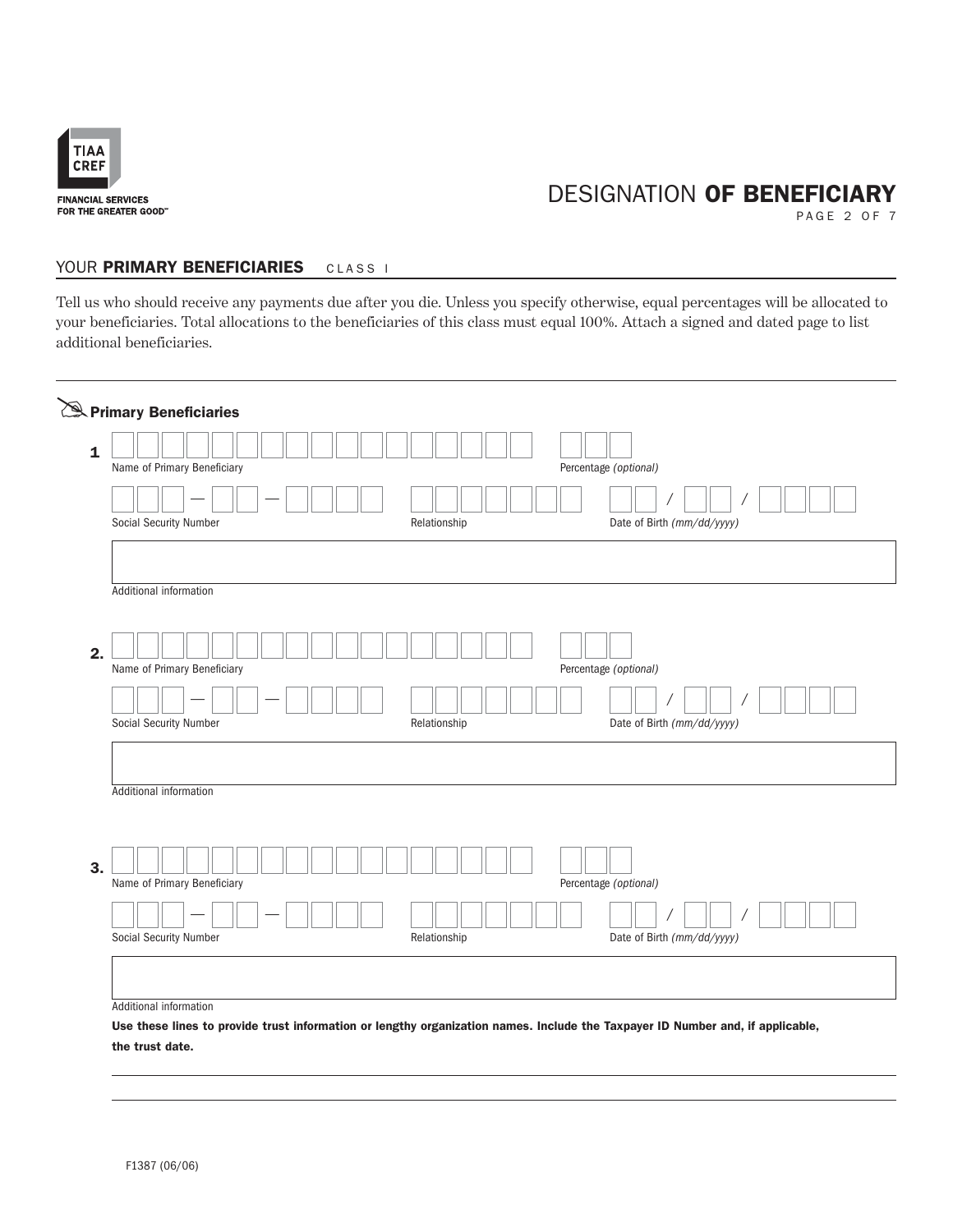# DESIGNATION OF BENEFICIARY

## YOUR PRIMARY BENEFICIARIES CLASS I

Tell us who should receive any payments due after you die. Unless you specify otherwise, equal percentages will be allocated to your beneficiaries. Total allocations to the beneficiaries of this class must equal 100%. Attach a signed and dated page to list additional beneficiaries.

### Primary Beneficiaries

**1**

Name of Primary Beneficiary

Percentage *(optional)*

Social Security Number —  —

Relationship

Date of Birth *(mm/dd/yyyy)* / /

Additional information

**2.**

Name of Primary Beneficiary

Percentage *(optional)*

Social Security Number —  —

Relationship

Date of Birth *(mm/dd/yyyy)* / /

Additional information

**3.**

Name of Primary Beneficiary

Percentage *(optional)*

Social Security Number —  —

Relationship

Date of Birth *(mm/dd/yyyy)* / /

Additional information

**Use these lines to provide trust information or lengthy organization names. Include the Taxpayer ID Number and, if applicable, the trust date.**

F1387 (06/06)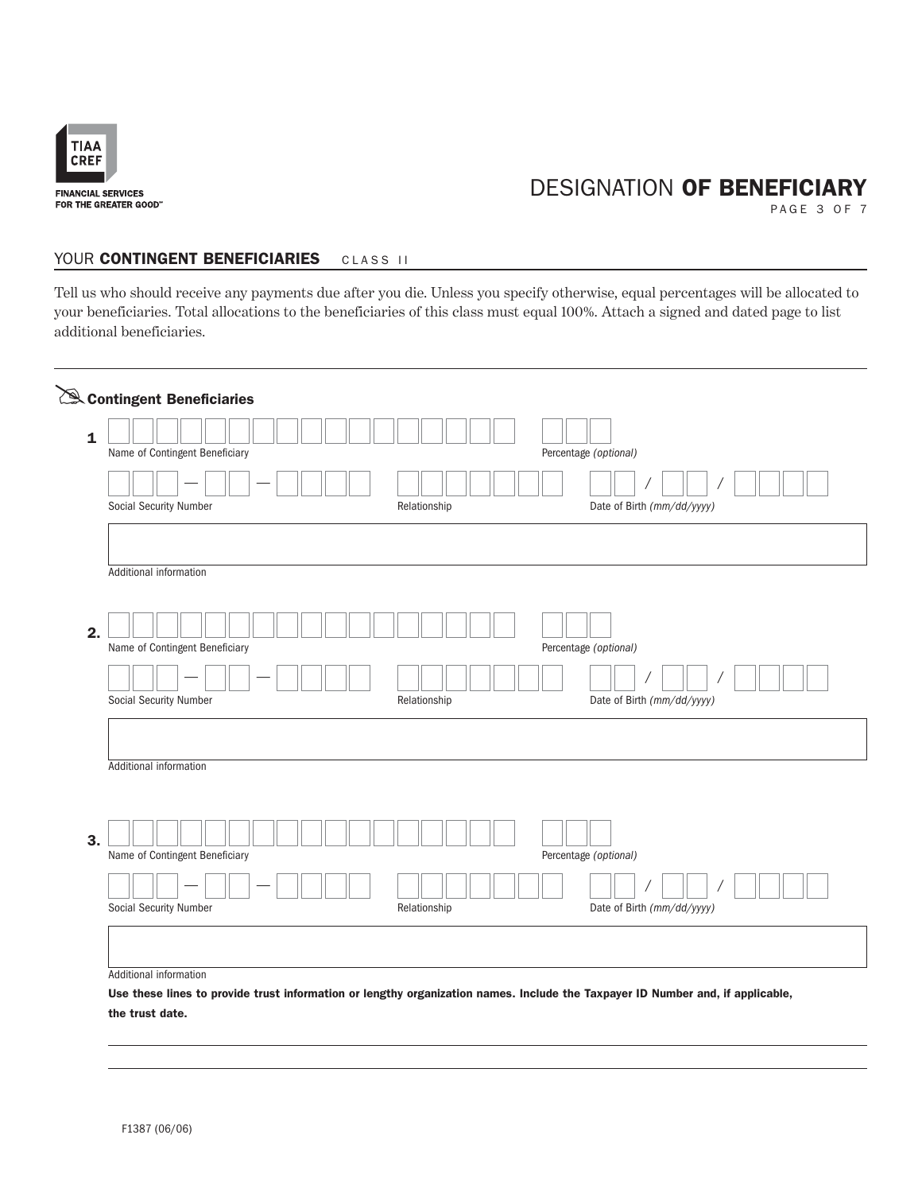TIAA CREF

FINANCIAL SERVICES
FOR THE GREATER GOOD℠

# DESIGNATION OF BENEFICIARY

## YOUR CONTINGENT BENEFICIARIES CLASS II

Tell us who should receive any payments due after you die. Unless you specify otherwise, equal percentages will be allocated to your beneficiaries. Total allocations to the beneficiaries of this class must equal 100%. Attach a signed and dated page to list additional beneficiaries.

### Contingent Beneficiaries

**1**

Name of Contingent Beneficiary ____________________ Percentage *(optional)* ____

Social Security Number ___ — __ — ____ Relationship ____________ Date of Birth *(mm/dd/yyyy)* __ / __ / ____

Additional information ____________________

**2.**

Name of Contingent Beneficiary ____________________ Percentage *(optional)* ____

Social Security Number ___ — __ — ____ Relationship ____________ Date of Birth *(mm/dd/yyyy)* __ / __ / ____

Additional information ____________________

**3.**

Name of Contingent Beneficiary ____________________ Percentage *(optional)* ____

Social Security Number ___ — __ — ____ Relationship ____________ Date of Birth *(mm/dd/yyyy)* __ / __ / ____

Additional information ____________________

**Use these lines to provide trust information or lengthy organization names. Include the Taxpayer ID Number and, if applicable, the trust date.**

____________________

____________________

F1387 (06/06)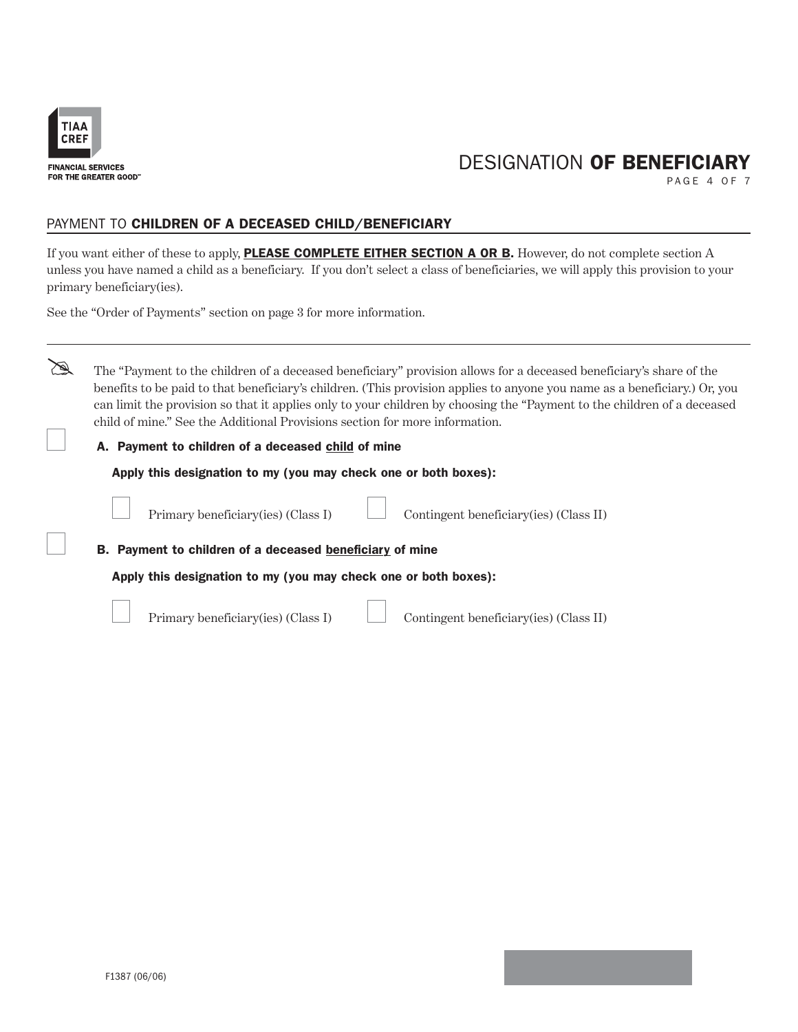# DESIGNATION **OF BENEFICIARY**

## PAYMENT TO **CHILDREN OF A DECEASED CHILD/BENEFICIARY**

If you want either of these to apply, **PLEASE COMPLETE EITHER SECTION A OR B.** However, do not complete section A unless you have named a child as a beneficiary. If you don't select a class of beneficiaries, we will apply this provision to your primary beneficiary(ies).

See the "Order of Payments" section on page 3 for more information.

---

The "Payment to the children of a deceased beneficiary" provision allows for a deceased beneficiary's share of the benefits to be paid to that beneficiary's children. (This provision applies to anyone you name as a beneficiary.) Or, you can limit the provision so that it applies only to your children by choosing the "Payment to the children of a deceased child of mine." See the Additional Provisions section for more information.

☐ **A. Payment to children of a deceased child of mine**

**Apply this designation to my (you may check one or both boxes):**

☐ Primary beneficiary(ies) (Class I) ☐ Contingent beneficiary(ies) (Class II)

☐ **B. Payment to children of a deceased beneficiary of mine**

**Apply this designation to my (you may check one or both boxes):**

☐ Primary beneficiary(ies) (Class I) ☐ Contingent beneficiary(ies) (Class II)

F1387 (06/06)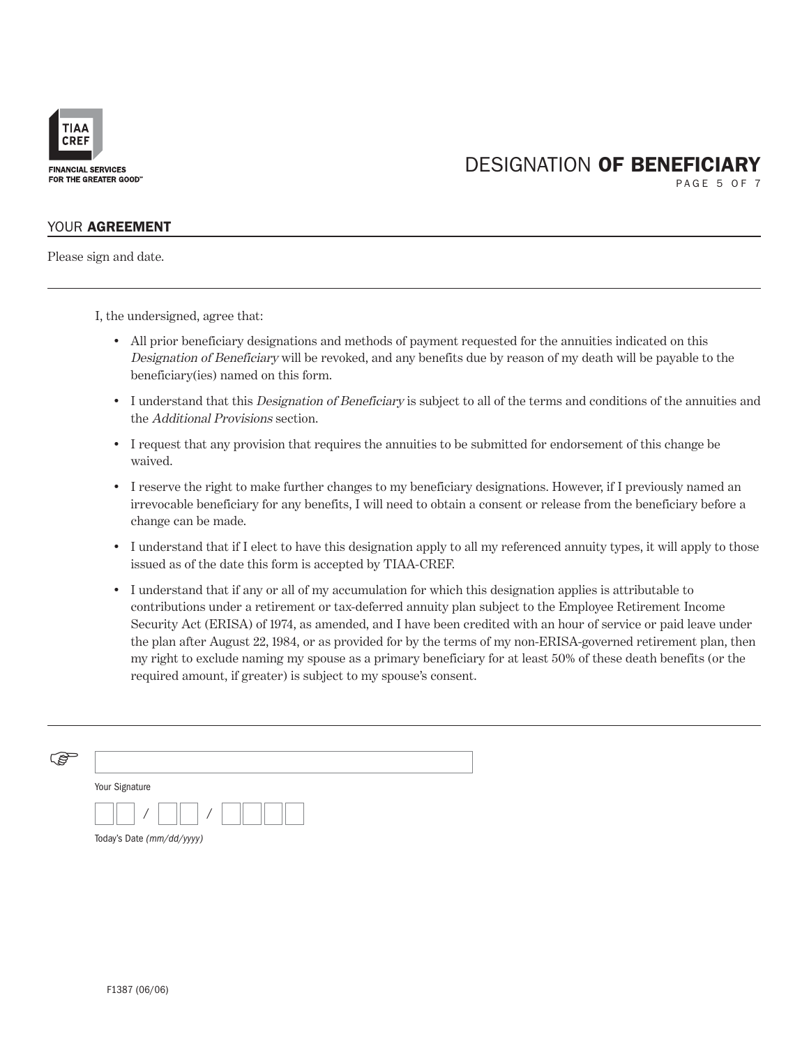# DESIGNATION **OF BENEFICIARY**

## YOUR **AGREEMENT**

Please sign and date.

I, the undersigned, agree that:

- All prior beneficiary designations and methods of payment requested for the annuities indicated on this *Designation of Beneficiary* will be revoked, and any benefits due by reason of my death will be payable to the beneficiary(ies) named on this form.
- I understand that this *Designation of Beneficiary* is subject to all of the terms and conditions of the annuities and the *Additional Provisions* section.
- I request that any provision that requires the annuities to be submitted for endorsement of this change be waived.
- I reserve the right to make further changes to my beneficiary designations. However, if I previously named an irrevocable beneficiary for any benefits, I will need to obtain a consent or release from the beneficiary before a change can be made.
- I understand that if I elect to have this designation apply to all my referenced annuity types, it will apply to those issued as of the date this form is accepted by TIAA-CREF.
- I understand that if any or all of my accumulation for which this designation applies is attributable to contributions under a retirement or tax-deferred annuity plan subject to the Employee Retirement Income Security Act (ERISA) of 1974, as amended, and I have been credited with an hour of service or paid leave under the plan after August 22, 1984, or as provided for by the terms of my non-ERISA-governed retirement plan, then my right to exclude naming my spouse as a primary beneficiary for at least 50% of these death benefits (or the required amount, if greater) is subject to my spouse's consent.

Your Signature

__ __ / __ __ / __ __ __ __

Today's Date *(mm/dd/yyyy)*

F1387 (06/06)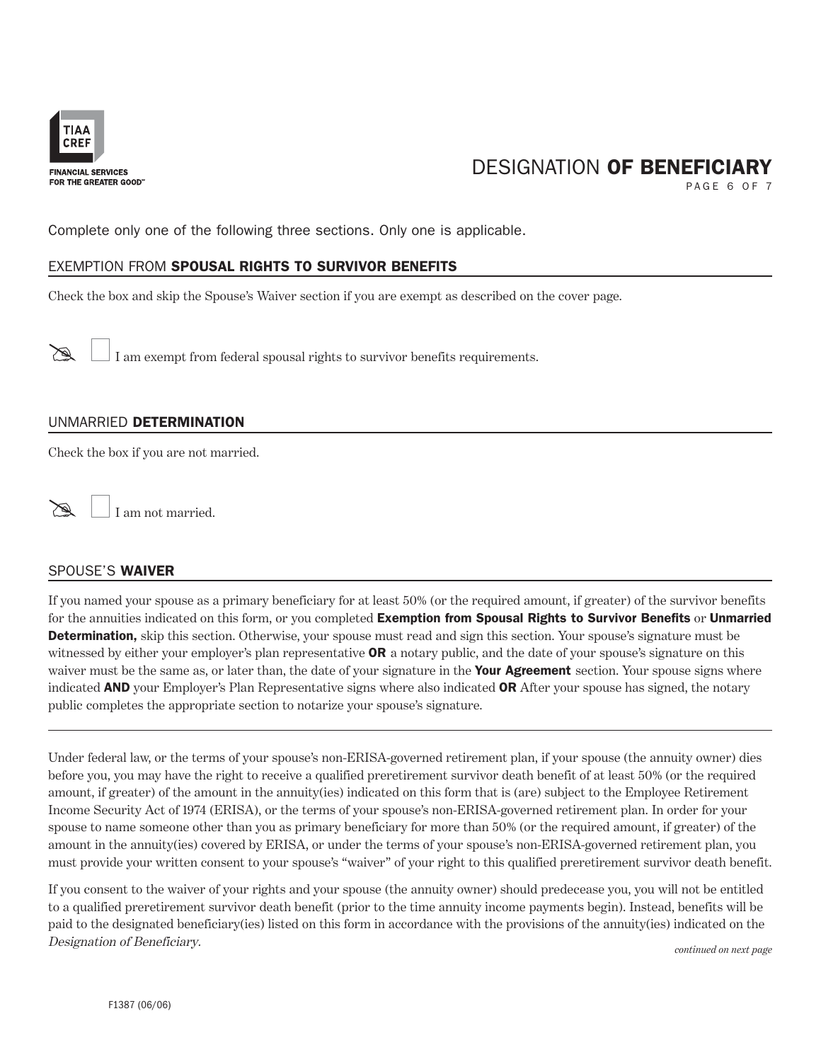# DESIGNATION **OF BENEFICIARY**

Complete only one of the following three sections. Only one is applicable.

## EXEMPTION FROM **SPOUSAL RIGHTS TO SURVIVOR BENEFITS**

Check the box and skip the Spouse's Waiver section if you are exempt as described on the cover page.

☐ I am exempt from federal spousal rights to survivor benefits requirements.

## UNMARRIED **DETERMINATION**

Check the box if you are not married.

☐ I am not married.

## SPOUSE'S **WAIVER**

If you named your spouse as a primary beneficiary for at least 50% (or the required amount, if greater) of the survivor benefits for the annuities indicated on this form, or you completed **Exemption from Spousal Rights to Survivor Benefits** or **Unmarried Determination,** skip this section. Otherwise, your spouse must read and sign this section. Your spouse's signature must be witnessed by either your employer's plan representative **OR** a notary public, and the date of your spouse's signature on this waiver must be the same as, or later than, the date of your signature in the **Your Agreement** section. Your spouse signs where indicated **AND** your Employer's Plan Representative signs where also indicated **OR** After your spouse has signed, the notary public completes the appropriate section to notarize your spouse's signature.

---

Under federal law, or the terms of your spouse's non-ERISA-governed retirement plan, if your spouse (the annuity owner) dies before you, you may have the right to receive a qualified preretirement survivor death benefit of at least 50% (or the required amount, if greater) of the amount in the annuity(ies) indicated on this form that is (are) subject to the Employee Retirement Income Security Act of 1974 (ERISA), or the terms of your spouse's non-ERISA-governed retirement plan. In order for your spouse to name someone other than you as primary beneficiary for more than 50% (or the required amount, if greater) of the amount in the annuity(ies) covered by ERISA, or under the terms of your spouse's non-ERISA-governed retirement plan, you must provide your written consent to your spouse's "waiver" of your right to this qualified preretirement survivor death benefit.

If you consent to the waiver of your rights and your spouse (the annuity owner) should predecease you, you will not be entitled to a qualified preretirement survivor death benefit (prior to the time annuity income payments begin). Instead, benefits will be paid to the designated beneficiary(ies) listed on this form in accordance with the provisions of the annuity(ies) indicated on the *Designation of Beneficiary.*

*continued on next page*

F1387 (06/06)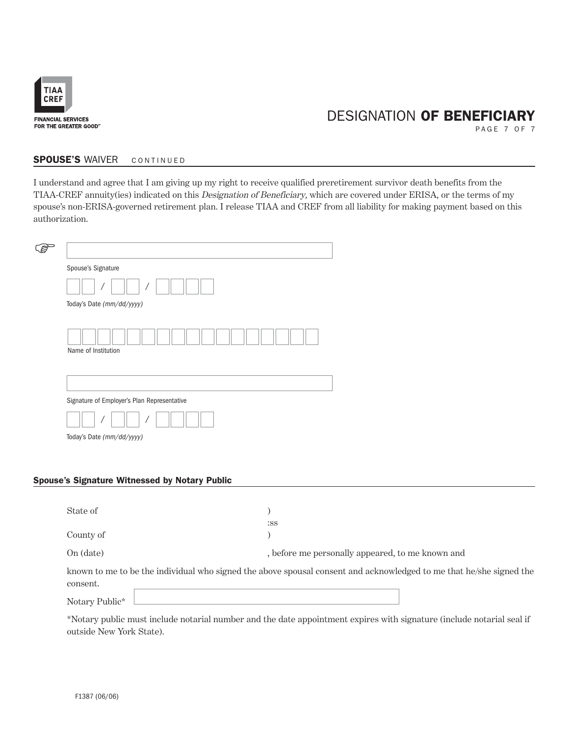## SPOUSE'S WAIVER CONTINUED

I understand and agree that I am giving up my right to receive qualified preretirement survivor death benefits from the TIAA-CREF annuity(ies) indicated on this *Designation of Beneficiary,* which are covered under ERISA, or the terms of my spouse's non-ERISA-governed retirement plan. I release TIAA and CREF from all liability for making payment based on this authorization.

Spouse's Signature

__ __ / __ __ / __ __ __ __
Today's Date *(mm/dd/yyyy)*

Name of Institution

Signature of Employer's Plan Representative

__ __ / __ __ / __ __ __ __
Today's Date *(mm/dd/yyyy)*

### Spouse's Signature Witnessed by Notary Public

State of )
:ss
County of )

On (date) , before me personally appeared, to me known and

known to me to be the individual who signed the above spousal consent and acknowledged to me that he/she signed the consent.

Notary Public*

*Notary public must include notarial number and the date appointment expires with signature (include notarial seal if outside New York State).

F1387 (06/06)